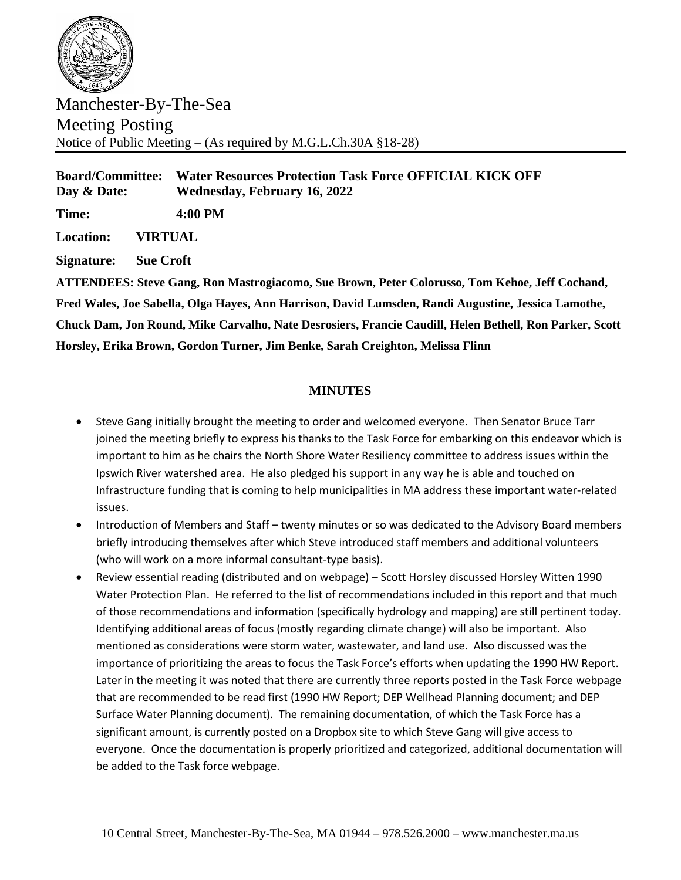Manchester-By-The-Sea
Meeting Posting
Notice of Public Meeting – (As required by M.G.L.Ch.30A §18-28)

**Board/Committee:** **Water Resources Protection Task Force OFFICIAL KICK OFF**
**Day & Date:** **Wednesday, February 16, 2022**

**Time:** **4:00 PM**

**Location:** **VIRTUAL**

**Signature:** **Sue Croft**

**ATTENDEES: Steve Gang, Ron Mastrogiacomo, Sue Brown, Peter Colorusso, Tom Kehoe, Jeff Cochand, Fred Wales, Joe Sabella, Olga Hayes, Ann Harrison, David Lumsden, Randi Augustine, Jessica Lamothe, Chuck Dam, Jon Round, Mike Carvalho, Nate Desrosiers, Francie Caudill, Helen Bethell, Ron Parker, Scott Horsley, Erika Brown, Gordon Turner, Jim Benke, Sarah Creighton, Melissa Flinn**

## MINUTES

- Steve Gang initially brought the meeting to order and welcomed everyone. Then Senator Bruce Tarr joined the meeting briefly to express his thanks to the Task Force for embarking on this endeavor which is important to him as he chairs the North Shore Water Resiliency committee to address issues within the Ipswich River watershed area. He also pledged his support in any way he is able and touched on Infrastructure funding that is coming to help municipalities in MA address these important water-related issues.
- Introduction of Members and Staff – twenty minutes or so was dedicated to the Advisory Board members briefly introducing themselves after which Steve introduced staff members and additional volunteers (who will work on a more informal consultant-type basis).
- Review essential reading (distributed and on webpage) – Scott Horsley discussed Horsley Witten 1990 Water Protection Plan. He referred to the list of recommendations included in this report and that much of those recommendations and information (specifically hydrology and mapping) are still pertinent today. Identifying additional areas of focus (mostly regarding climate change) will also be important. Also mentioned as considerations were storm water, wastewater, and land use. Also discussed was the importance of prioritizing the areas to focus the Task Force's efforts when updating the 1990 HW Report. Later in the meeting it was noted that there are currently three reports posted in the Task Force webpage that are recommended to be read first (1990 HW Report; DEP Wellhead Planning document; and DEP Surface Water Planning document). The remaining documentation, of which the Task Force has a significant amount, is currently posted on a Dropbox site to which Steve Gang will give access to everyone. Once the documentation is properly prioritized and categorized, additional documentation will be added to the Task force webpage.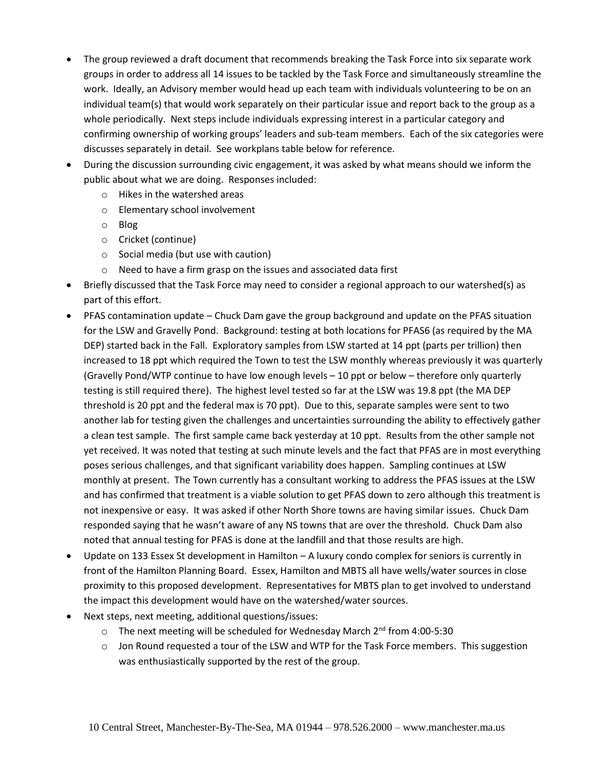- The group reviewed a draft document that recommends breaking the Task Force into six separate work groups in order to address all 14 issues to be tackled by the Task Force and simultaneously streamline the work. Ideally, an Advisory member would head up each team with individuals volunteering to be on an individual team(s) that would work separately on their particular issue and report back to the group as a whole periodically. Next steps include individuals expressing interest in a particular category and confirming ownership of working groups' leaders and sub-team members. Each of the six categories were discusses separately in detail. See workplans table below for reference.
- During the discussion surrounding civic engagement, it was asked by what means should we inform the public about what we are doing. Responses included:
  - Hikes in the watershed areas
  - Elementary school involvement
  - Blog
  - Cricket (continue)
  - Social media (but use with caution)
  - Need to have a firm grasp on the issues and associated data first
- Briefly discussed that the Task Force may need to consider a regional approach to our watershed(s) as part of this effort.
- PFAS contamination update – Chuck Dam gave the group background and update on the PFAS situation for the LSW and Gravelly Pond. Background: testing at both locations for PFAS6 (as required by the MA DEP) started back in the Fall. Exploratory samples from LSW started at 14 ppt (parts per trillion) then increased to 18 ppt which required the Town to test the LSW monthly whereas previously it was quarterly (Gravelly Pond/WTP continue to have low enough levels – 10 ppt or below – therefore only quarterly testing is still required there). The highest level tested so far at the LSW was 19.8 ppt (the MA DEP threshold is 20 ppt and the federal max is 70 ppt). Due to this, separate samples were sent to two another lab for testing given the challenges and uncertainties surrounding the ability to effectively gather a clean test sample. The first sample came back yesterday at 10 ppt. Results from the other sample not yet received. It was noted that testing at such minute levels and the fact that PFAS are in most everything poses serious challenges, and that significant variability does happen. Sampling continues at LSW monthly at present. The Town currently has a consultant working to address the PFAS issues at the LSW and has confirmed that treatment is a viable solution to get PFAS down to zero although this treatment is not inexpensive or easy. It was asked if other North Shore towns are having similar issues. Chuck Dam responded saying that he wasn't aware of any NS towns that are over the threshold. Chuck Dam also noted that annual testing for PFAS is done at the landfill and that those results are high.
- Update on 133 Essex St development in Hamilton – A luxury condo complex for seniors is currently in front of the Hamilton Planning Board. Essex, Hamilton and MBTS all have wells/water sources in close proximity to this proposed development. Representatives for MBTS plan to get involved to understand the impact this development would have on the watershed/water sources.
- Next steps, next meeting, additional questions/issues:
  - The next meeting will be scheduled for Wednesday March 2nd from 4:00-5:30
  - Jon Round requested a tour of the LSW and WTP for the Task Force members. This suggestion was enthusiastically supported by the rest of the group.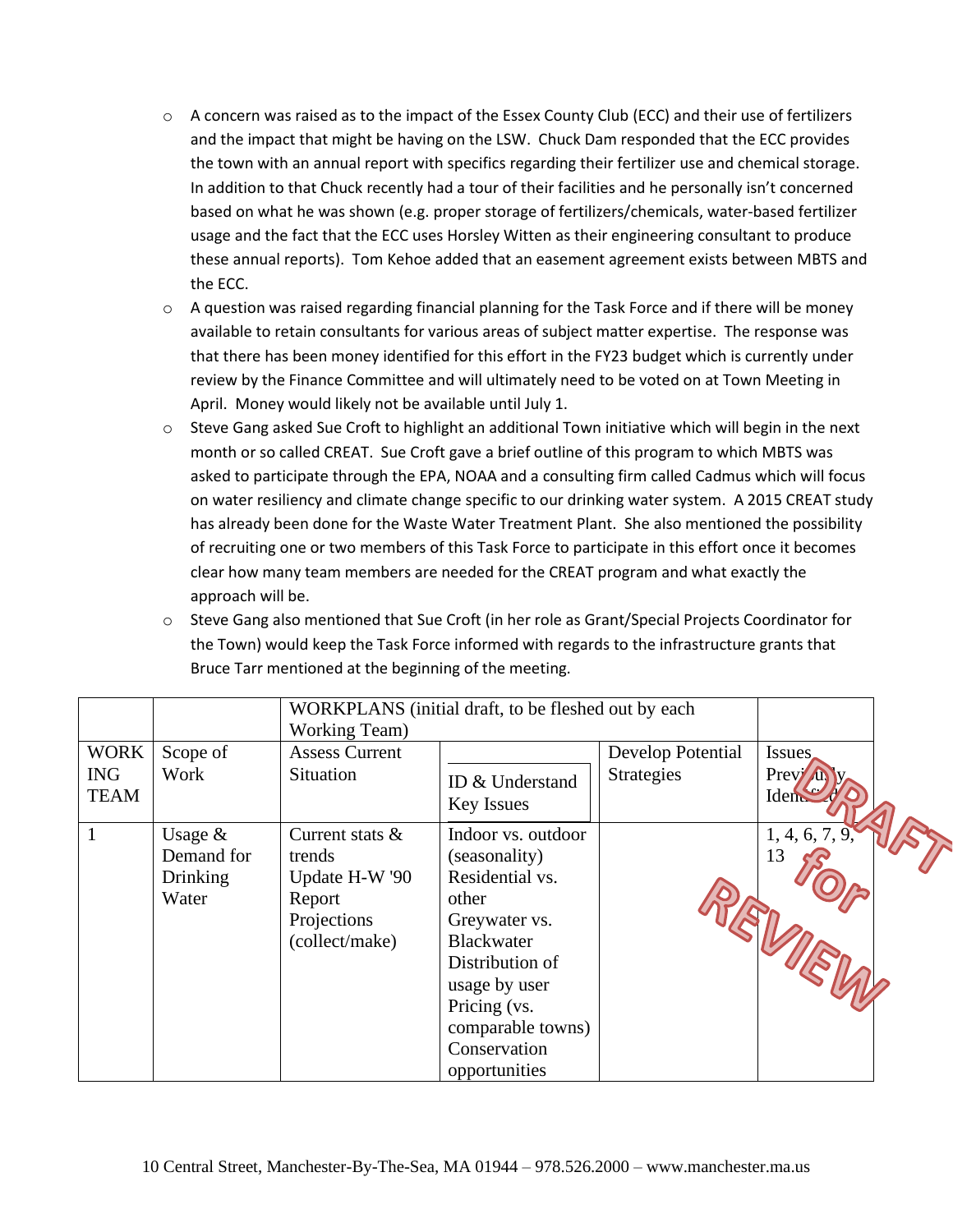- A concern was raised as to the impact of the Essex County Club (ECC) and their use of fertilizers and the impact that might be having on the LSW. Chuck Dam responded that the ECC provides the town with an annual report with specifics regarding their fertilizer use and chemical storage. In addition to that Chuck recently had a tour of their facilities and he personally isn't concerned based on what he was shown (e.g. proper storage of fertilizers/chemicals, water-based fertilizer usage and the fact that the ECC uses Horsley Witten as their engineering consultant to produce these annual reports). Tom Kehoe added that an easement agreement exists between MBTS and the ECC.
- A question was raised regarding financial planning for the Task Force and if there will be money available to retain consultants for various areas of subject matter expertise. The response was that there has been money identified for this effort in the FY23 budget which is currently under review by the Finance Committee and will ultimately need to be voted on at Town Meeting in April. Money would likely not be available until July 1.
- Steve Gang asked Sue Croft to highlight an additional Town initiative which will begin in the next month or so called CREAT. Sue Croft gave a brief outline of this program to which MBTS was asked to participate through the EPA, NOAA and a consulting firm called Cadmus which will focus on water resiliency and climate change specific to our drinking water system. A 2015 CREAT study has already been done for the Waste Water Treatment Plant. She also mentioned the possibility of recruiting one or two members of this Task Force to participate in this effort once it becomes clear how many team members are needed for the CREAT program and what exactly the approach will be.
- Steve Gang also mentioned that Sue Croft (in her role as Grant/Special Projects Coordinator for the Town) would keep the Task Force informed with regards to the infrastructure grants that Bruce Tarr mentioned at the beginning of the meeting.

| | | WORKPLANS (initial draft, to be fleshed out by each Working Team) | | | |
|---|---|---|---|---|---|
| WORKING TEAM | Scope of Work | Assess Current Situation | ID & Understand Key Issues | Develop Potential Strategies | Issues Previously Identified |
| 1 | Usage & Demand for Drinking Water | Current stats & trends<br>Update H-W '90 Report<br>Projections (collect/make) | Indoor vs. outdoor (seasonality)<br>Residential vs. other<br>Greywater vs. Blackwater<br>Distribution of usage by user<br>Pricing (vs. comparable towns)<br>Conservation opportunities | | 1, 4, 6, 7, 9, 13 |

DRAFT for REVIEW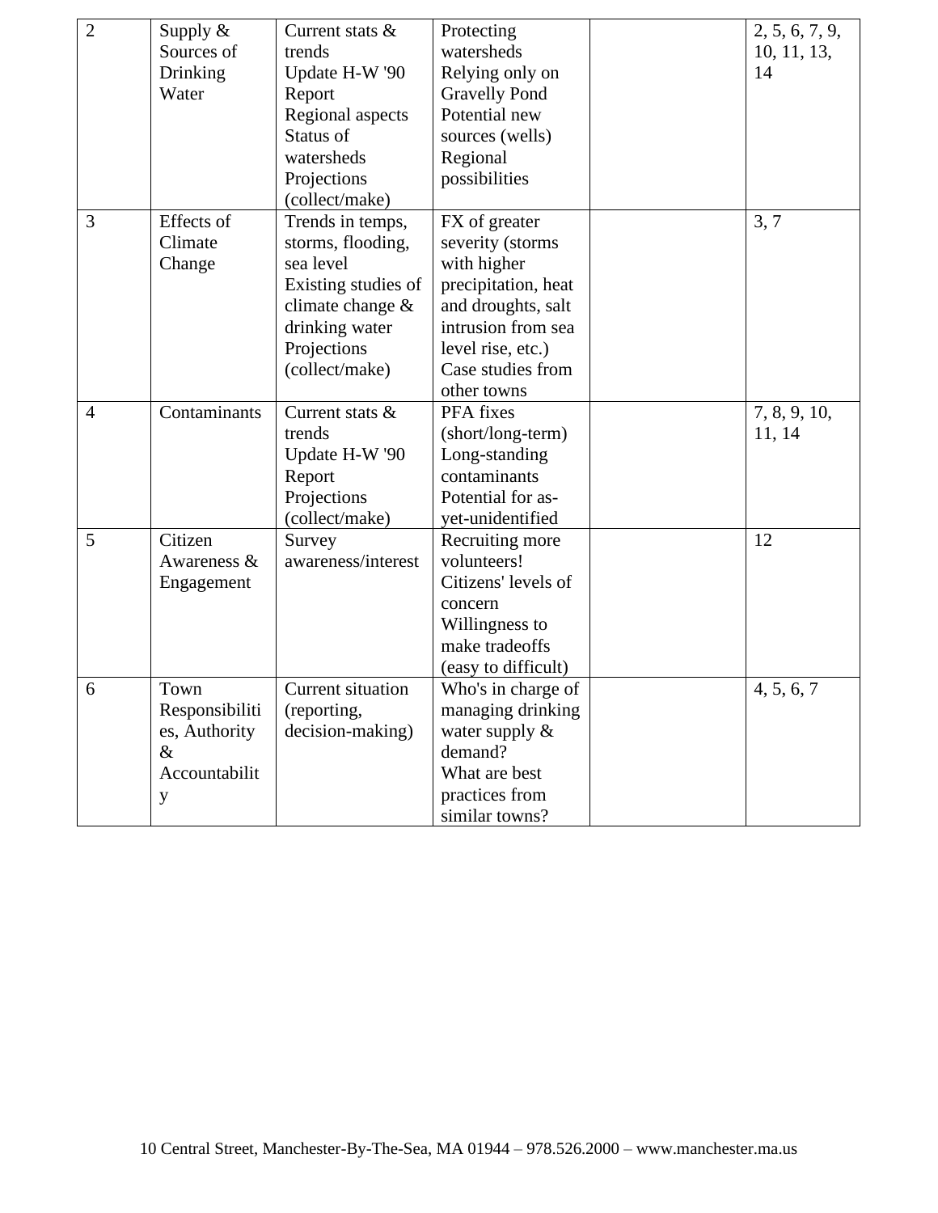| | | | | | |
|---|---|---|---|---|---|
| 2 | Supply & Sources of Drinking Water | Current stats & trends<br>Update H-W '90 Report<br>Regional aspects<br>Status of watersheds<br>Projections (collect/make) | Protecting watersheds<br>Relying only on Gravelly Pond<br>Potential new sources (wells)<br>Regional possibilities | | 2, 5, 6, 7, 9, 10, 11, 13, 14 |
| 3 | Effects of Climate Change | Trends in temps, storms, flooding, sea level<br>Existing studies of climate change & drinking water<br>Projections (collect/make) | FX of greater severity (storms with higher precipitation, heat and droughts, salt intrusion from sea level rise, etc.)<br>Case studies from other towns | | 3, 7 |
| 4 | Contaminants | Current stats & trends<br>Update H-W '90 Report<br>Projections (collect/make) | PFA fixes (short/long-term)<br>Long-standing contaminants<br>Potential for as-yet-unidentified | | 7, 8, 9, 10, 11, 14 |
| 5 | Citizen Awareness & Engagement | Survey awareness/interest | Recruiting more volunteers!<br>Citizens' levels of concern<br>Willingness to make tradeoffs (easy to difficult) | | 12 |
| 6 | Town Responsibilities, Authority & Accountability | Current situation (reporting, decision-making) | Who's in charge of managing drinking water supply & demand?<br>What are best practices from similar towns? | | 4, 5, 6, 7 |

10 Central Street, Manchester-By-The-Sea, MA 01944 – 978.526.2000 – www.manchester.ma.us